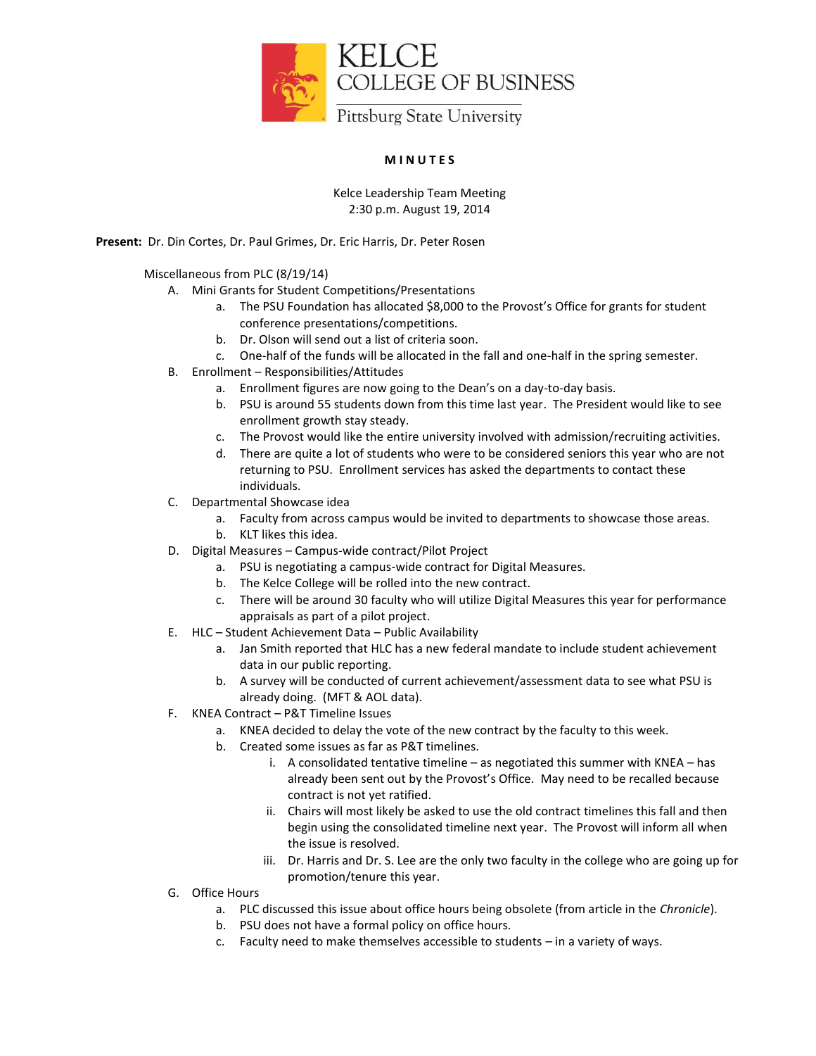KELCE
COLLEGE OF BUSINESS
Pittsburg State University

# M I N U T E S

Kelce Leadership Team Meeting
2:30 p.m. August 19, 2014

**Present:** Dr. Din Cortes, Dr. Paul Grimes, Dr. Eric Harris, Dr. Peter Rosen

Miscellaneous from PLC (8/19/14)

A. Mini Grants for Student Competitions/Presentations
   a. The PSU Foundation has allocated $8,000 to the Provost's Office for grants for student conference presentations/competitions.
   b. Dr. Olson will send out a list of criteria soon.
   c. One-half of the funds will be allocated in the fall and one-half in the spring semester.

B. Enrollment – Responsibilities/Attitudes
   a. Enrollment figures are now going to the Dean's on a day-to-day basis.
   b. PSU is around 55 students down from this time last year. The President would like to see enrollment growth stay steady.
   c. The Provost would like the entire university involved with admission/recruiting activities.
   d. There are quite a lot of students who were to be considered seniors this year who are not returning to PSU. Enrollment services has asked the departments to contact these individuals.

C. Departmental Showcase idea
   a. Faculty from across campus would be invited to departments to showcase those areas.
   b. KLT likes this idea.

D. Digital Measures – Campus-wide contract/Pilot Project
   a. PSU is negotiating a campus-wide contract for Digital Measures.
   b. The Kelce College will be rolled into the new contract.
   c. There will be around 30 faculty who will utilize Digital Measures this year for performance appraisals as part of a pilot project.

E. HLC – Student Achievement Data – Public Availability
   a. Jan Smith reported that HLC has a new federal mandate to include student achievement data in our public reporting.
   b. A survey will be conducted of current achievement/assessment data to see what PSU is already doing. (MFT & AOL data).

F. KNEA Contract – P&T Timeline Issues
   a. KNEA decided to delay the vote of the new contract by the faculty to this week.
   b. Created some issues as far as P&T timelines.
      i. A consolidated tentative timeline – as negotiated this summer with KNEA – has already been sent out by the Provost's Office. May need to be recalled because contract is not yet ratified.
      ii. Chairs will most likely be asked to use the old contract timelines this fall and then begin using the consolidated timeline next year. The Provost will inform all when the issue is resolved.
      iii. Dr. Harris and Dr. S. Lee are the only two faculty in the college who are going up for promotion/tenure this year.

G. Office Hours
   a. PLC discussed this issue about office hours being obsolete (from article in the *Chronicle*).
   b. PSU does not have a formal policy on office hours.
   c. Faculty need to make themselves accessible to students – in a variety of ways.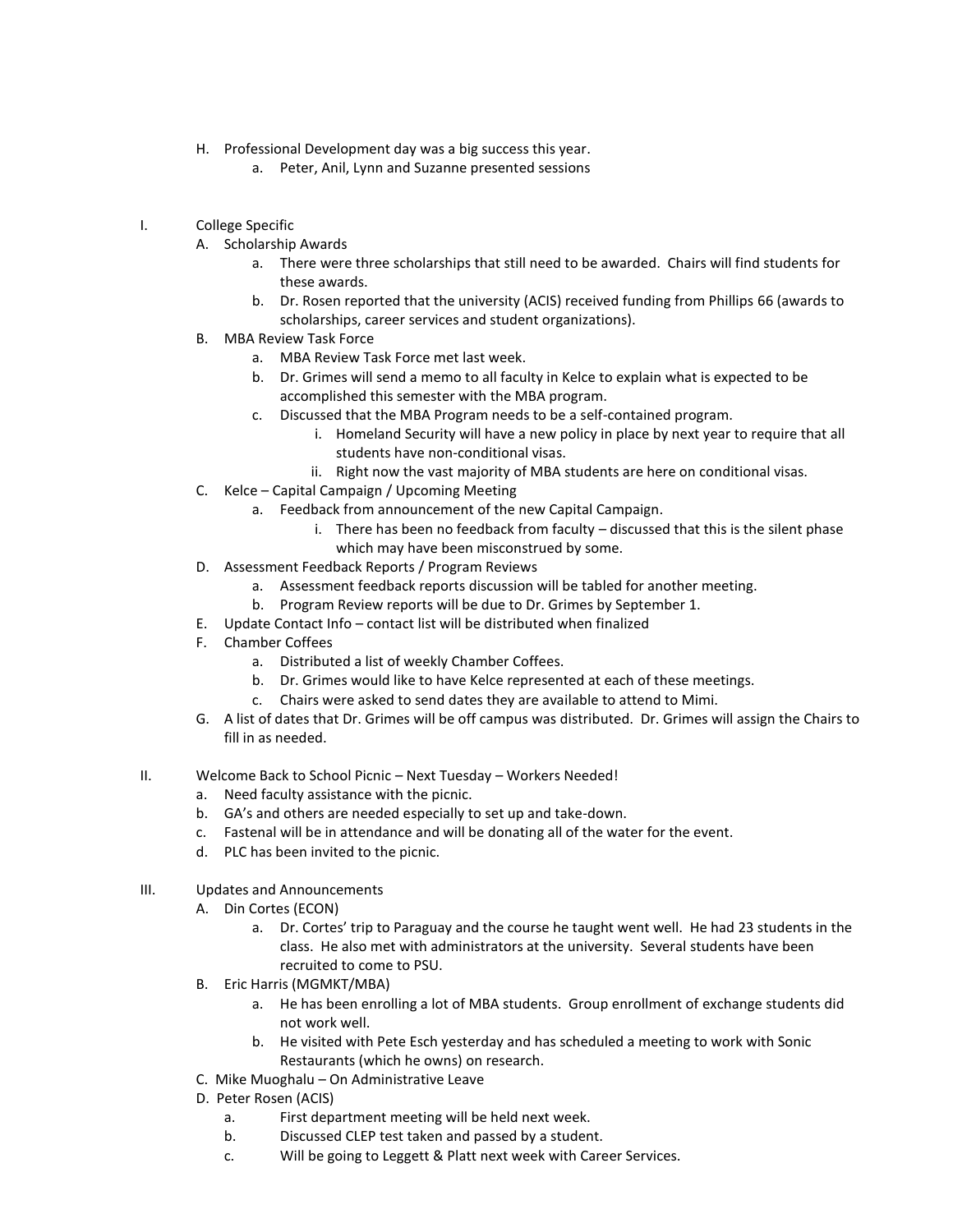H. Professional Development day was a big success this year.
    a. Peter, Anil, Lynn and Suzanne presented sessions

I. College Specific
    A. Scholarship Awards
        a. There were three scholarships that still need to be awarded. Chairs will find students for these awards.
        b. Dr. Rosen reported that the university (ACIS) received funding from Phillips 66 (awards to scholarships, career services and student organizations).
    B. MBA Review Task Force
        a. MBA Review Task Force met last week.
        b. Dr. Grimes will send a memo to all faculty in Kelce to explain what is expected to be accomplished this semester with the MBA program.
        c. Discussed that the MBA Program needs to be a self-contained program.
            i. Homeland Security will have a new policy in place by next year to require that all students have non-conditional visas.
            ii. Right now the vast majority of MBA students are here on conditional visas.
    C. Kelce – Capital Campaign / Upcoming Meeting
        a. Feedback from announcement of the new Capital Campaign.
            i. There has been no feedback from faculty – discussed that this is the silent phase which may have been misconstrued by some.
    D. Assessment Feedback Reports / Program Reviews
        a. Assessment feedback reports discussion will be tabled for another meeting.
        b. Program Review reports will be due to Dr. Grimes by September 1.
    E. Update Contact Info – contact list will be distributed when finalized
    F. Chamber Coffees
        a. Distributed a list of weekly Chamber Coffees.
        b. Dr. Grimes would like to have Kelce represented at each of these meetings.
        c. Chairs were asked to send dates they are available to attend to Mimi.
    G. A list of dates that Dr. Grimes will be off campus was distributed. Dr. Grimes will assign the Chairs to fill in as needed.

II. Welcome Back to School Picnic – Next Tuesday – Workers Needed!
    a. Need faculty assistance with the picnic.
    b. GA's and others are needed especially to set up and take-down.
    c. Fastenal will be in attendance and will be donating all of the water for the event.
    d. PLC has been invited to the picnic.

III. Updates and Announcements
    A. Din Cortes (ECON)
        a. Dr. Cortes' trip to Paraguay and the course he taught went well. He had 23 students in the class. He also met with administrators at the university. Several students have been recruited to come to PSU.
    B. Eric Harris (MGMKT/MBA)
        a. He has been enrolling a lot of MBA students. Group enrollment of exchange students did not work well.
        b. He visited with Pete Esch yesterday and has scheduled a meeting to work with Sonic Restaurants (which he owns) on research.
    C. Mike Muoghalu – On Administrative Leave
    D. Peter Rosen (ACIS)
        a. First department meeting will be held next week.
        b. Discussed CLEP test taken and passed by a student.
        c. Will be going to Leggett & Platt next week with Career Services.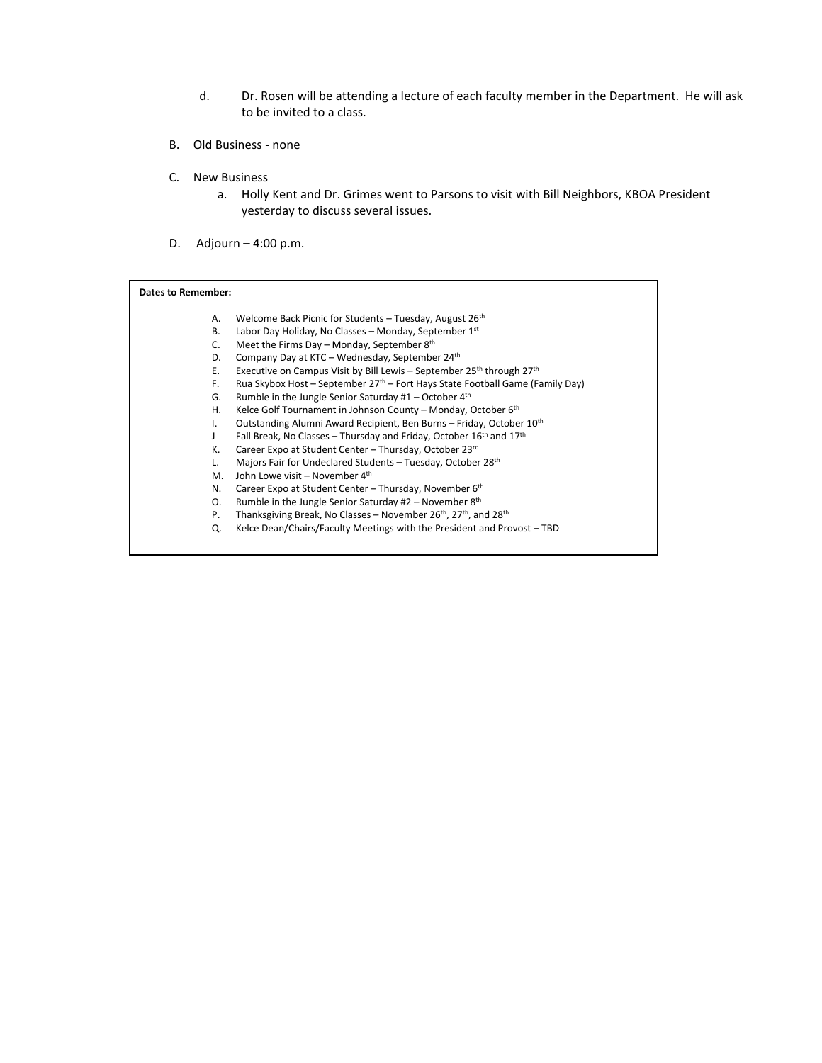d. Dr. Rosen will be attending a lecture of each faculty member in the Department. He will ask to be invited to a class.

B. Old Business - none

C. New Business

a. Holly Kent and Dr. Grimes went to Parsons to visit with Bill Neighbors, KBOA President yesterday to discuss several issues.

D. Adjourn – 4:00 p.m.

**Dates to Remember:**

A. Welcome Back Picnic for Students – Tuesday, August 26th
B. Labor Day Holiday, No Classes – Monday, September 1st
C. Meet the Firms Day – Monday, September 8th
D. Company Day at KTC – Wednesday, September 24th
E. Executive on Campus Visit by Bill Lewis – September 25th through 27th
F. Rua Skybox Host – September 27th – Fort Hays State Football Game (Family Day)
G. Rumble in the Jungle Senior Saturday #1 – October 4th
H. Kelce Golf Tournament in Johnson County – Monday, October 6th
I. Outstanding Alumni Award Recipient, Ben Burns – Friday, October 10th
J Fall Break, No Classes – Thursday and Friday, October 16th and 17th
K. Career Expo at Student Center – Thursday, October 23rd
L. Majors Fair for Undeclared Students – Tuesday, October 28th
M. John Lowe visit – November 4th
N. Career Expo at Student Center – Thursday, November 6th
O. Rumble in the Jungle Senior Saturday #2 – November 8th
P. Thanksgiving Break, No Classes – November 26th, 27th, and 28th
Q. Kelce Dean/Chairs/Faculty Meetings with the President and Provost – TBD